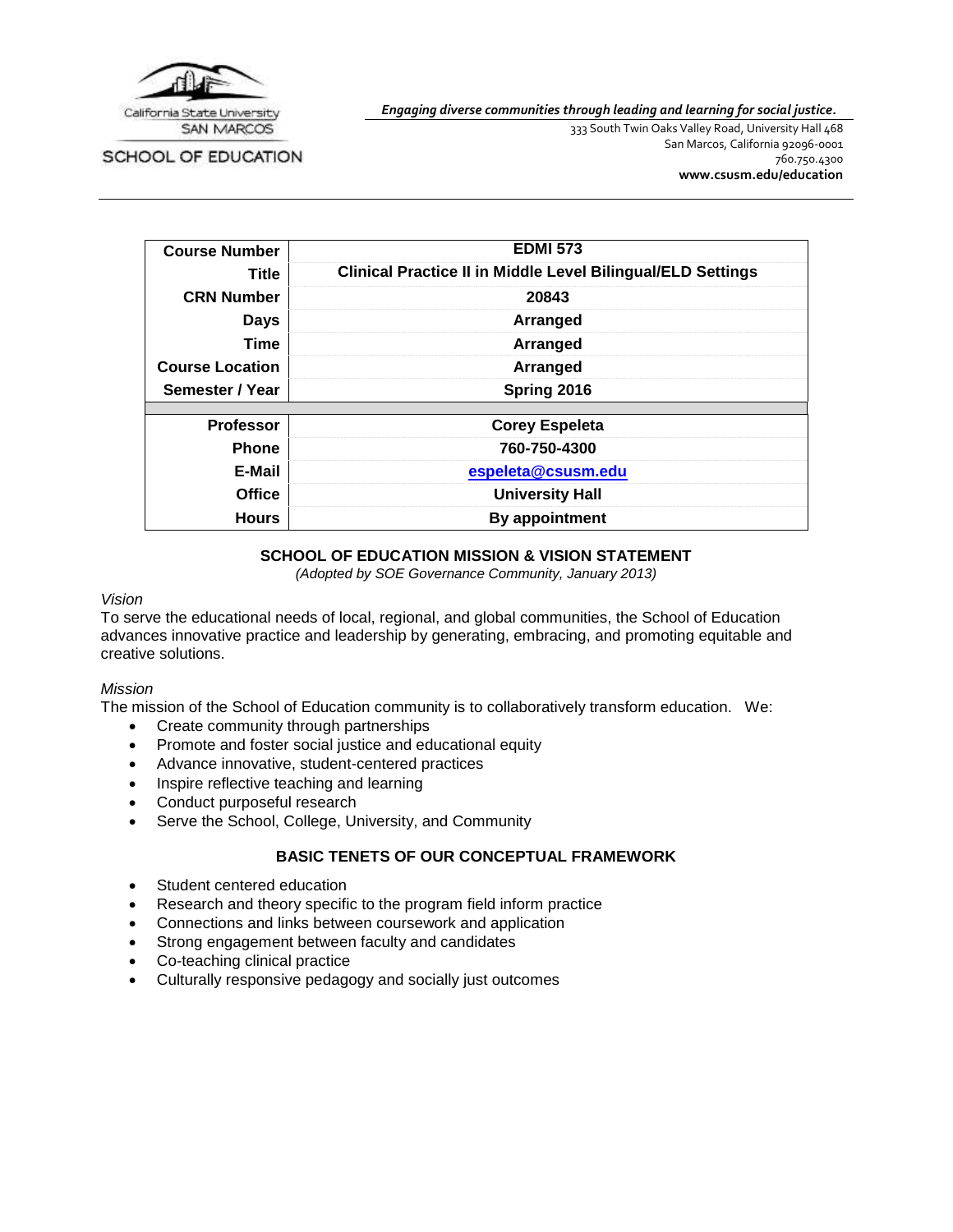California State University SAN MARCOS

SCHOOL OF EDUCATION

***Engaging diverse communities through leading and learning for social justice.***

333 South Twin Oaks Valley Road, University Hall 468
San Marcos, California 92096-0001
760.750.4300
**www.csusm.edu/education**

| | |
|---|---|
| **Course Number** | **EDMI 573** |
| **Title** | **Clinical Practice II in Middle Level Bilingual/ELD Settings** |
| **CRN Number** | **20843** |
| **Days** | **Arranged** |
| **Time** | **Arranged** |
| **Course Location** | **Arranged** |
| **Semester / Year** | **Spring 2016** |
| | |
| **Professor** | **Corey Espeleta** |
| **Phone** | **760-750-4300** |
| **E-Mail** | **espeleta@csusm.edu** |
| **Office** | **University Hall** |
| **Hours** | **By appointment** |

## SCHOOL OF EDUCATION MISSION & VISION STATEMENT

*(Adopted by SOE Governance Community, January 2013)*

*Vision*

To serve the educational needs of local, regional, and global communities, the School of Education advances innovative practice and leadership by generating, embracing, and promoting equitable and creative solutions.

*Mission*

The mission of the School of Education community is to collaboratively transform education. We:

- Create community through partnerships
- Promote and foster social justice and educational equity
- Advance innovative, student-centered practices
- Inspire reflective teaching and learning
- Conduct purposeful research
- Serve the School, College, University, and Community

## BASIC TENETS OF OUR CONCEPTUAL FRAMEWORK

- Student centered education
- Research and theory specific to the program field inform practice
- Connections and links between coursework and application
- Strong engagement between faculty and candidates
- Co-teaching clinical practice
- Culturally responsive pedagogy and socially just outcomes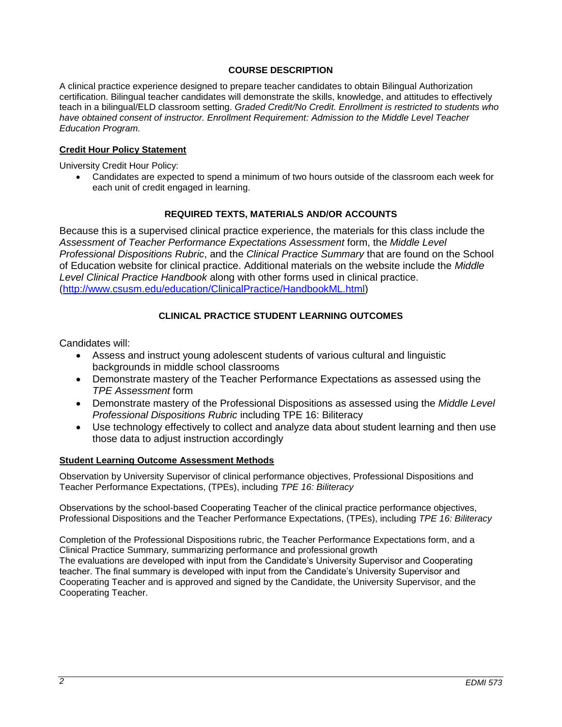## COURSE DESCRIPTION

A clinical practice experience designed to prepare teacher candidates to obtain Bilingual Authorization certification. Bilingual teacher candidates will demonstrate the skills, knowledge, and attitudes to effectively teach in a bilingual/ELD classroom setting. *Graded Credit/No Credit. Enrollment is restricted to students who have obtained consent of instructor. Enrollment Requirement: Admission to the Middle Level Teacher Education Program.*

### Credit Hour Policy Statement

University Credit Hour Policy:

- Candidates are expected to spend a minimum of two hours outside of the classroom each week for each unit of credit engaged in learning.

## REQUIRED TEXTS, MATERIALS AND/OR ACCOUNTS

Because this is a supervised clinical practice experience, the materials for this class include the *Assessment of Teacher Performance Expectations Assessment* form, the *Middle Level Professional Dispositions Rubric*, and the *Clinical Practice Summary* that are found on the School of Education website for clinical practice. Additional materials on the website include the *Middle Level Clinical Practice Handbook* along with other forms used in clinical practice. (http://www.csusm.edu/education/ClinicalPractice/HandbookML.html)

## CLINICAL PRACTICE STUDENT LEARNING OUTCOMES

Candidates will:

- Assess and instruct young adolescent students of various cultural and linguistic backgrounds in middle school classrooms
- Demonstrate mastery of the Teacher Performance Expectations as assessed using the *TPE Assessment* form
- Demonstrate mastery of the Professional Dispositions as assessed using the *Middle Level Professional Dispositions Rubric* including TPE 16: Biliteracy
- Use technology effectively to collect and analyze data about student learning and then use those data to adjust instruction accordingly

### Student Learning Outcome Assessment Methods

Observation by University Supervisor of clinical performance objectives, Professional Dispositions and Teacher Performance Expectations, (TPEs), including *TPE 16: Biliteracy*

Observations by the school-based Cooperating Teacher of the clinical practice performance objectives, Professional Dispositions and the Teacher Performance Expectations, (TPEs), including *TPE 16: Biliteracy*

Completion of the Professional Dispositions rubric, the Teacher Performance Expectations form, and a Clinical Practice Summary, summarizing performance and professional growth
The evaluations are developed with input from the Candidate's University Supervisor and Cooperating teacher. The final summary is developed with input from the Candidate's University Supervisor and Cooperating Teacher and is approved and signed by the Candidate, the University Supervisor, and the Cooperating Teacher.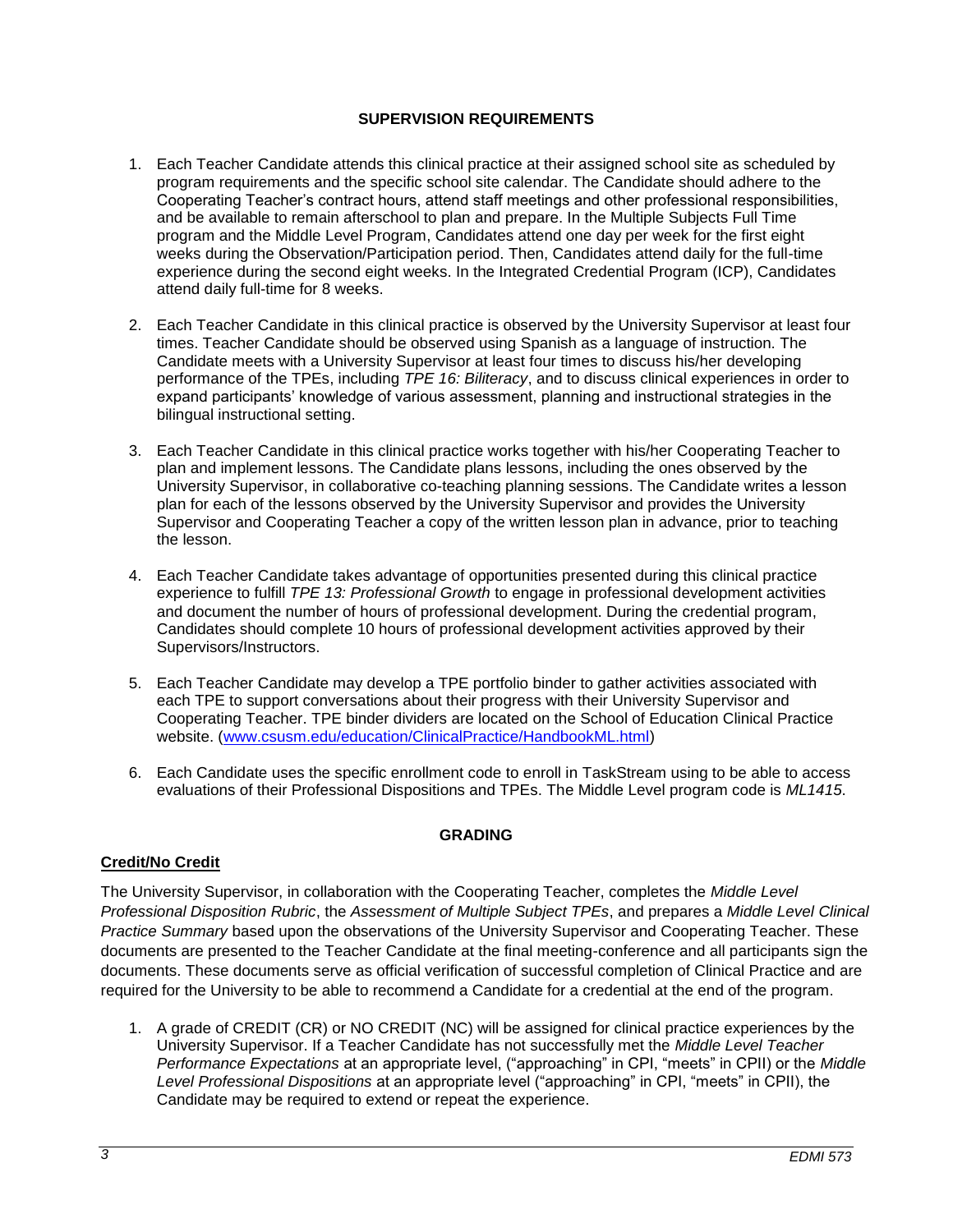## SUPERVISION REQUIREMENTS

1. Each Teacher Candidate attends this clinical practice at their assigned school site as scheduled by program requirements and the specific school site calendar. The Candidate should adhere to the Cooperating Teacher's contract hours, attend staff meetings and other professional responsibilities, and be available to remain afterschool to plan and prepare. In the Multiple Subjects Full Time program and the Middle Level Program, Candidates attend one day per week for the first eight weeks during the Observation/Participation period. Then, Candidates attend daily for the full-time experience during the second eight weeks. In the Integrated Credential Program (ICP), Candidates attend daily full-time for 8 weeks.

2. Each Teacher Candidate in this clinical practice is observed by the University Supervisor at least four times. Teacher Candidate should be observed using Spanish as a language of instruction. The Candidate meets with a University Supervisor at least four times to discuss his/her developing performance of the TPEs, including *TPE 16: Biliteracy*, and to discuss clinical experiences in order to expand participants' knowledge of various assessment, planning and instructional strategies in the bilingual instructional setting.

3. Each Teacher Candidate in this clinical practice works together with his/her Cooperating Teacher to plan and implement lessons. The Candidate plans lessons, including the ones observed by the University Supervisor, in collaborative co-teaching planning sessions. The Candidate writes a lesson plan for each of the lessons observed by the University Supervisor and provides the University Supervisor and Cooperating Teacher a copy of the written lesson plan in advance, prior to teaching the lesson.

4. Each Teacher Candidate takes advantage of opportunities presented during this clinical practice experience to fulfill *TPE 13: Professional Growth* to engage in professional development activities and document the number of hours of professional development. During the credential program, Candidates should complete 10 hours of professional development activities approved by their Supervisors/Instructors.

5. Each Teacher Candidate may develop a TPE portfolio binder to gather activities associated with each TPE to support conversations about their progress with their University Supervisor and Cooperating Teacher. TPE binder dividers are located on the School of Education Clinical Practice website. ([www.csusm.edu/education/ClinicalPractice/HandbookML.html](www.csusm.edu/education/ClinicalPractice/HandbookML.html))

6. Each Candidate uses the specific enrollment code to enroll in TaskStream using to be able to access evaluations of their Professional Dispositions and TPEs. The Middle Level program code is *ML1415.*

## GRADING

**Credit/No Credit**

The University Supervisor, in collaboration with the Cooperating Teacher, completes the *Middle Level Professional Disposition Rubric*, the *Assessment of Multiple Subject TPEs*, and prepares a *Middle Level Clinical Practice Summary* based upon the observations of the University Supervisor and Cooperating Teacher. These documents are presented to the Teacher Candidate at the final meeting-conference and all participants sign the documents. These documents serve as official verification of successful completion of Clinical Practice and are required for the University to be able to recommend a Candidate for a credential at the end of the program.

1. A grade of CREDIT (CR) or NO CREDIT (NC) will be assigned for clinical practice experiences by the University Supervisor. If a Teacher Candidate has not successfully met the *Middle Level Teacher Performance Expectations* at an appropriate level, ("approaching" in CPI, "meets" in CPII) or the *Middle Level Professional Dispositions* at an appropriate level ("approaching" in CPI, "meets" in CPII), the Candidate may be required to extend or repeat the experience.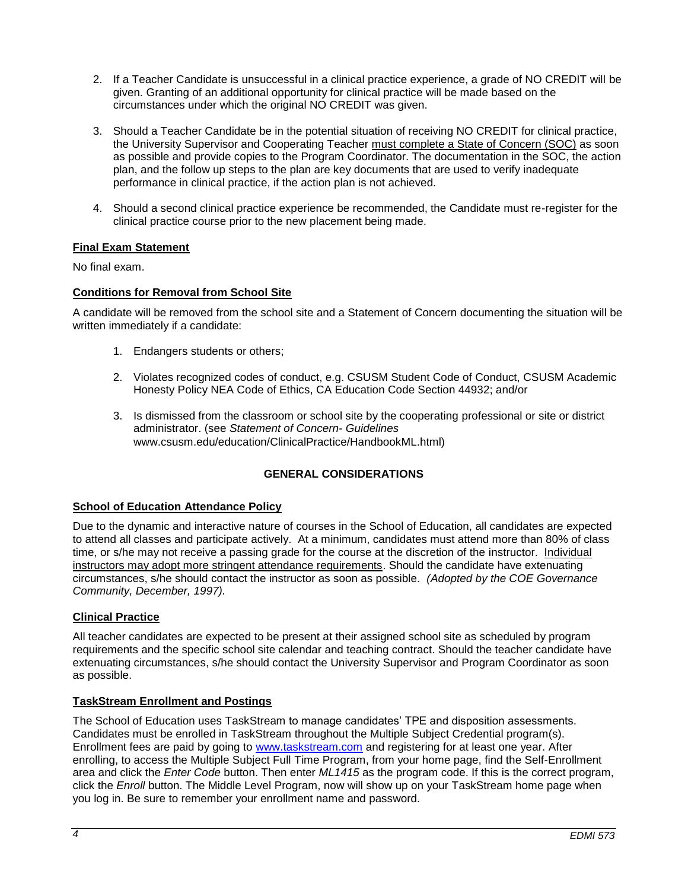2. If a Teacher Candidate is unsuccessful in a clinical practice experience, a grade of NO CREDIT will be given. Granting of an additional opportunity for clinical practice will be made based on the circumstances under which the original NO CREDIT was given.

3. Should a Teacher Candidate be in the potential situation of receiving NO CREDIT for clinical practice, the University Supervisor and Cooperating Teacher must complete a State of Concern (SOC) as soon as possible and provide copies to the Program Coordinator. The documentation in the SOC, the action plan, and the follow up steps to the plan are key documents that are used to verify inadequate performance in clinical practice, if the action plan is not achieved.

4. Should a second clinical practice experience be recommended, the Candidate must re-register for the clinical practice course prior to the new placement being made.

**Final Exam Statement**

No final exam.

**Conditions for Removal from School Site**

A candidate will be removed from the school site and a Statement of Concern documenting the situation will be written immediately if a candidate:

1. Endangers students or others;
2. Violates recognized codes of conduct, e.g. CSUSM Student Code of Conduct, CSUSM Academic Honesty Policy NEA Code of Ethics, CA Education Code Section 44932; and/or
3. Is dismissed from the classroom or school site by the cooperating professional or site or district administrator. (see *Statement of Concern- Guidelines* www.csusm.edu/education/ClinicalPractice/HandbookML.html)

## GENERAL CONSIDERATIONS

**School of Education Attendance Policy**

Due to the dynamic and interactive nature of courses in the School of Education, all candidates are expected to attend all classes and participate actively. At a minimum, candidates must attend more than 80% of class time, or s/he may not receive a passing grade for the course at the discretion of the instructor. Individual instructors may adopt more stringent attendance requirements. Should the candidate have extenuating circumstances, s/he should contact the instructor as soon as possible. *(Adopted by the COE Governance Community, December, 1997).*

**Clinical Practice**

All teacher candidates are expected to be present at their assigned school site as scheduled by program requirements and the specific school site calendar and teaching contract. Should the teacher candidate have extenuating circumstances, s/he should contact the University Supervisor and Program Coordinator as soon as possible.

**TaskStream Enrollment and Postings**

The School of Education uses TaskStream to manage candidates' TPE and disposition assessments. Candidates must be enrolled in TaskStream throughout the Multiple Subject Credential program(s). Enrollment fees are paid by going to www.taskstream.com and registering for at least one year. After enrolling, to access the Multiple Subject Full Time Program, from your home page, find the Self-Enrollment area and click the *Enter Code* button. Then enter *ML1415* as the program code. If this is the correct program, click the *Enroll* button. The Middle Level Program, now will show up on your TaskStream home page when you log in. Be sure to remember your enrollment name and password.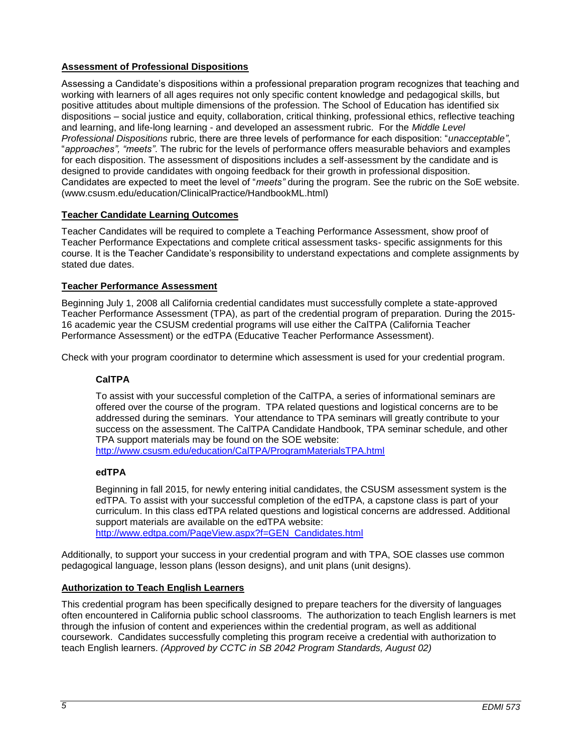## Assessment of Professional Dispositions

Assessing a Candidate's dispositions within a professional preparation program recognizes that teaching and working with learners of all ages requires not only specific content knowledge and pedagogical skills, but positive attitudes about multiple dimensions of the profession. The School of Education has identified six dispositions – social justice and equity, collaboration, critical thinking, professional ethics, reflective teaching and learning, and life-long learning - and developed an assessment rubric. For the *Middle Level Professional Dispositions* rubric, there are three levels of performance for each disposition: "*unacceptable"*, "*approaches", "meets"*. The rubric for the levels of performance offers measurable behaviors and examples for each disposition. The assessment of dispositions includes a self-assessment by the candidate and is designed to provide candidates with ongoing feedback for their growth in professional disposition. Candidates are expected to meet the level of "*meets"* during the program. See the rubric on the SoE website. (www.csusm.edu/education/ClinicalPractice/HandbookML.html)

## Teacher Candidate Learning Outcomes

Teacher Candidates will be required to complete a Teaching Performance Assessment, show proof of Teacher Performance Expectations and complete critical assessment tasks- specific assignments for this course. It is the Teacher Candidate's responsibility to understand expectations and complete assignments by stated due dates.

## Teacher Performance Assessment

Beginning July 1, 2008 all California credential candidates must successfully complete a state-approved Teacher Performance Assessment (TPA), as part of the credential program of preparation. During the 2015-16 academic year the CSUSM credential programs will use either the CalTPA (California Teacher Performance Assessment) or the edTPA (Educative Teacher Performance Assessment).

Check with your program coordinator to determine which assessment is used for your credential program.

### CalTPA

To assist with your successful completion of the CalTPA, a series of informational seminars are offered over the course of the program. TPA related questions and logistical concerns are to be addressed during the seminars. Your attendance to TPA seminars will greatly contribute to your success on the assessment. The CalTPA Candidate Handbook, TPA seminar schedule, and other TPA support materials may be found on the SOE website:
http://www.csusm.edu/education/CalTPA/ProgramMaterialsTPA.html

### edTPA

Beginning in fall 2015, for newly entering initial candidates, the CSUSM assessment system is the edTPA. To assist with your successful completion of the edTPA, a capstone class is part of your curriculum. In this class edTPA related questions and logistical concerns are addressed. Additional support materials are available on the edTPA website:
http://www.edtpa.com/PageView.aspx?f=GEN_Candidates.html

Additionally, to support your success in your credential program and with TPA, SOE classes use common pedagogical language, lesson plans (lesson designs), and unit plans (unit designs).

## Authorization to Teach English Learners

This credential program has been specifically designed to prepare teachers for the diversity of languages often encountered in California public school classrooms. The authorization to teach English learners is met through the infusion of content and experiences within the credential program, as well as additional coursework. Candidates successfully completing this program receive a credential with authorization to teach English learners. *(Approved by CCTC in SB 2042 Program Standards, August 02)*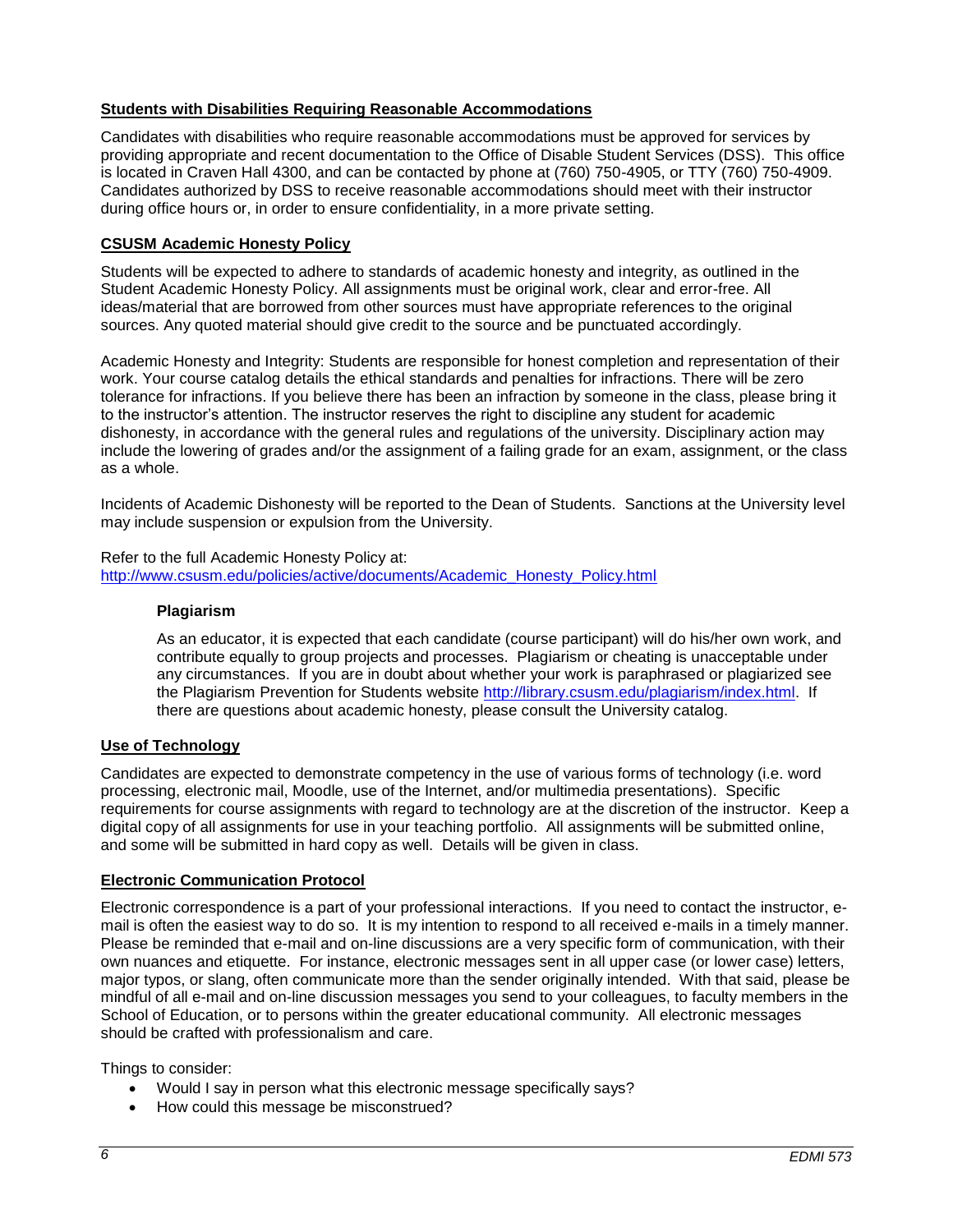## Students with Disabilities Requiring Reasonable Accommodations

Candidates with disabilities who require reasonable accommodations must be approved for services by providing appropriate and recent documentation to the Office of Disable Student Services (DSS). This office is located in Craven Hall 4300, and can be contacted by phone at (760) 750-4905, or TTY (760) 750-4909. Candidates authorized by DSS to receive reasonable accommodations should meet with their instructor during office hours or, in order to ensure confidentiality, in a more private setting.

## CSUSM Academic Honesty Policy

Students will be expected to adhere to standards of academic honesty and integrity, as outlined in the Student Academic Honesty Policy. All assignments must be original work, clear and error-free. All ideas/material that are borrowed from other sources must have appropriate references to the original sources. Any quoted material should give credit to the source and be punctuated accordingly.

Academic Honesty and Integrity: Students are responsible for honest completion and representation of their work. Your course catalog details the ethical standards and penalties for infractions. There will be zero tolerance for infractions. If you believe there has been an infraction by someone in the class, please bring it to the instructor's attention. The instructor reserves the right to discipline any student for academic dishonesty, in accordance with the general rules and regulations of the university. Disciplinary action may include the lowering of grades and/or the assignment of a failing grade for an exam, assignment, or the class as a whole.

Incidents of Academic Dishonesty will be reported to the Dean of Students. Sanctions at the University level may include suspension or expulsion from the University.

Refer to the full Academic Honesty Policy at:
http://www.csusm.edu/policies/active/documents/Academic_Honesty_Policy.html

### Plagiarism

As an educator, it is expected that each candidate (course participant) will do his/her own work, and contribute equally to group projects and processes. Plagiarism or cheating is unacceptable under any circumstances. If you are in doubt about whether your work is paraphrased or plagiarized see the Plagiarism Prevention for Students website http://library.csusm.edu/plagiarism/index.html. If there are questions about academic honesty, please consult the University catalog.

## Use of Technology

Candidates are expected to demonstrate competency in the use of various forms of technology (i.e. word processing, electronic mail, Moodle, use of the Internet, and/or multimedia presentations). Specific requirements for course assignments with regard to technology are at the discretion of the instructor. Keep a digital copy of all assignments for use in your teaching portfolio. All assignments will be submitted online, and some will be submitted in hard copy as well. Details will be given in class.

## Electronic Communication Protocol

Electronic correspondence is a part of your professional interactions. If you need to contact the instructor, e-mail is often the easiest way to do so. It is my intention to respond to all received e-mails in a timely manner. Please be reminded that e-mail and on-line discussions are a very specific form of communication, with their own nuances and etiquette. For instance, electronic messages sent in all upper case (or lower case) letters, major typos, or slang, often communicate more than the sender originally intended. With that said, please be mindful of all e-mail and on-line discussion messages you send to your colleagues, to faculty members in the School of Education, or to persons within the greater educational community. All electronic messages should be crafted with professionalism and care.

Things to consider:

- Would I say in person what this electronic message specifically says?
- How could this message be misconstrued?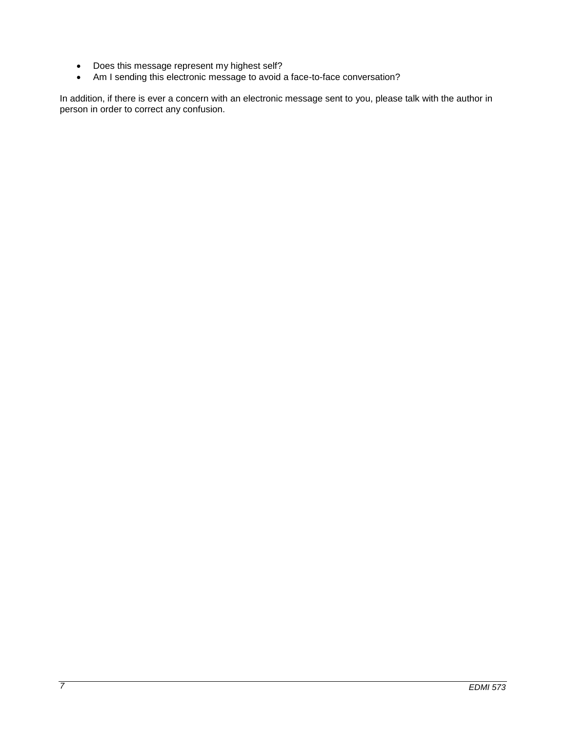- Does this message represent my highest self?
- Am I sending this electronic message to avoid a face-to-face conversation?

In addition, if there is ever a concern with an electronic message sent to you, please talk with the author in person in order to correct any confusion.